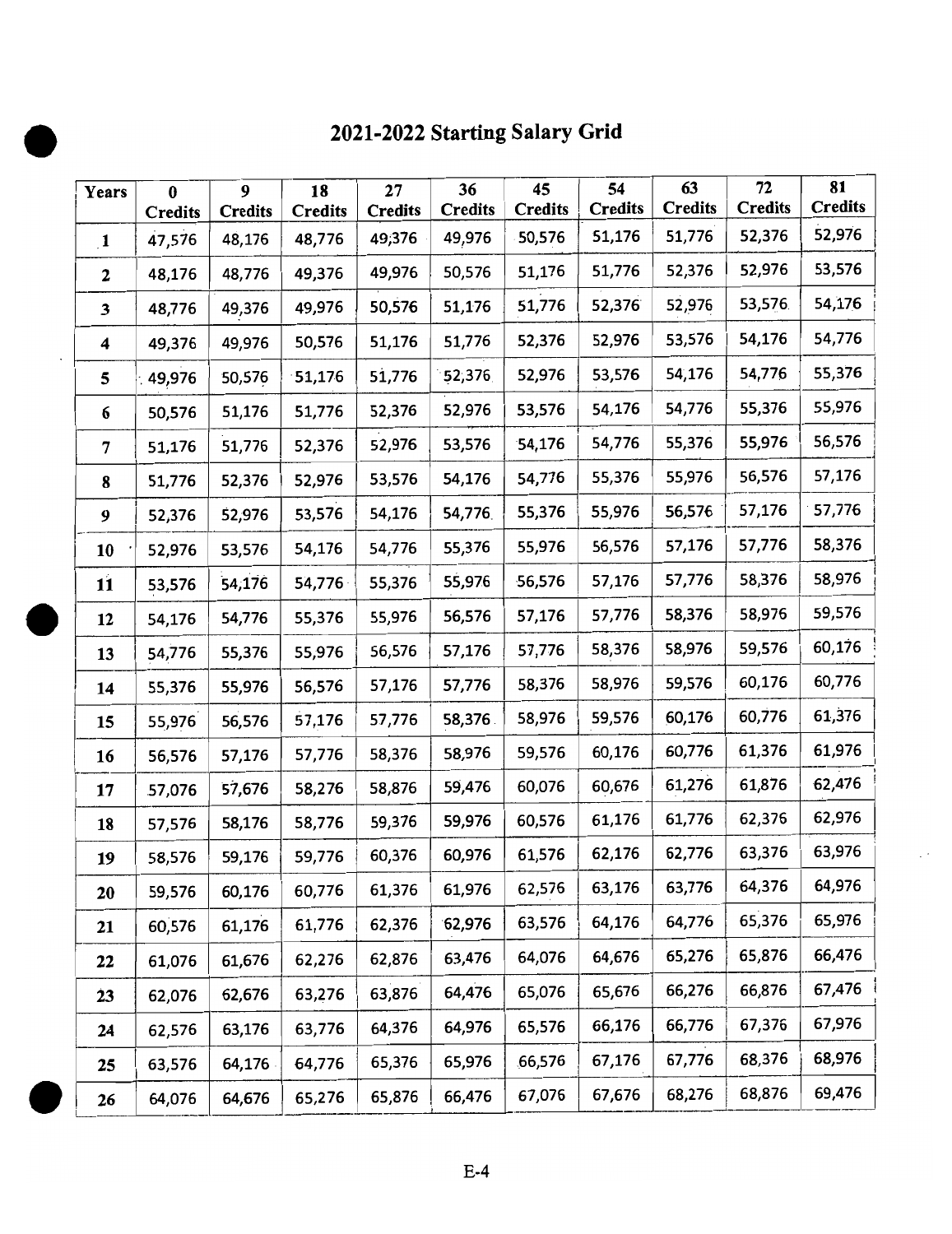# 2021-2022 Starting Salary Grid

| Years | 0 Credits | 9 Credits | 18 Credits | 27 Credits | 36 Credits | 45 Credits | 54 Credits | 63 Credits | 72 Credits | 81 Credits |
|---|---|---|---|---|---|---|---|---|---|---|
| 1 | 47,576 | 48,176 | 48,776 | 49,376 | 49,976 | 50,576 | 51,176 | 51,776 | 52,376 | 52,976 |
| 2 | 48,176 | 48,776 | 49,376 | 49,976 | 50,576 | 51,176 | 51,776 | 52,376 | 52,976 | 53,576 |
| 3 | 48,776 | 49,376 | 49,976 | 50,576 | 51,176 | 51,776 | 52,376 | 52,976 | 53,576 | 54,176 |
| 4 | 49,376 | 49,976 | 50,576 | 51,176 | 51,776 | 52,376 | 52,976 | 53,576 | 54,176 | 54,776 |
| 5 | 49,976 | 50,576 | 51,176 | 51,776 | 52,376 | 52,976 | 53,576 | 54,176 | 54,776 | 55,376 |
| 6 | 50,576 | 51,176 | 51,776 | 52,376 | 52,976 | 53,576 | 54,176 | 54,776 | 55,376 | 55,976 |
| 7 | 51,176 | 51,776 | 52,376 | 52,976 | 53,576 | 54,176 | 54,776 | 55,376 | 55,976 | 56,576 |
| 8 | 51,776 | 52,376 | 52,976 | 53,576 | 54,176 | 54,776 | 55,376 | 55,976 | 56,576 | 57,176 |
| 9 | 52,376 | 52,976 | 53,576 | 54,176 | 54,776 | 55,376 | 55,976 | 56,576 | 57,176 | 57,776 |
| 10 | 52,976 | 53,576 | 54,176 | 54,776 | 55,376 | 55,976 | 56,576 | 57,176 | 57,776 | 58,376 |
| 11 | 53,576 | 54,176 | 54,776 | 55,376 | 55,976 | 56,576 | 57,176 | 57,776 | 58,376 | 58,976 |
| 12 | 54,176 | 54,776 | 55,376 | 55,976 | 56,576 | 57,176 | 57,776 | 58,376 | 58,976 | 59,576 |
| 13 | 54,776 | 55,376 | 55,976 | 56,576 | 57,176 | 57,776 | 58,376 | 58,976 | 59,576 | 60,176 |
| 14 | 55,376 | 55,976 | 56,576 | 57,176 | 57,776 | 58,376 | 58,976 | 59,576 | 60,176 | 60,776 |
| 15 | 55,976 | 56,576 | 57,176 | 57,776 | 58,376 | 58,976 | 59,576 | 60,176 | 60,776 | 61,376 |
| 16 | 56,576 | 57,176 | 57,776 | 58,376 | 58,976 | 59,576 | 60,176 | 60,776 | 61,376 | 61,976 |
| 17 | 57,076 | 57,676 | 58,276 | 58,876 | 59,476 | 60,076 | 60,676 | 61,276 | 61,876 | 62,476 |
| 18 | 57,576 | 58,176 | 58,776 | 59,376 | 59,976 | 60,576 | 61,176 | 61,776 | 62,376 | 62,976 |
| 19 | 58,576 | 59,176 | 59,776 | 60,376 | 60,976 | 61,576 | 62,176 | 62,776 | 63,376 | 63,976 |
| 20 | 59,576 | 60,176 | 60,776 | 61,376 | 61,976 | 62,576 | 63,176 | 63,776 | 64,376 | 64,976 |
| 21 | 60,576 | 61,176 | 61,776 | 62,376 | 62,976 | 63,576 | 64,176 | 64,776 | 65,376 | 65,976 |
| 22 | 61,076 | 61,676 | 62,276 | 62,876 | 63,476 | 64,076 | 64,676 | 65,276 | 65,876 | 66,476 |
| 23 | 62,076 | 62,676 | 63,276 | 63,876 | 64,476 | 65,076 | 65,676 | 66,276 | 66,876 | 67,476 |
| 24 | 62,576 | 63,176 | 63,776 | 64,376 | 64,976 | 65,576 | 66,176 | 66,776 | 67,376 | 67,976 |
| 25 | 63,576 | 64,176 | 64,776 | 65,376 | 65,976 | 66,576 | 67,176 | 67,776 | 68,376 | 68,976 |
| 26 | 64,076 | 64,676 | 65,276 | 65,876 | 66,476 | 67,076 | 67,676 | 68,276 | 68,876 | 69,476 |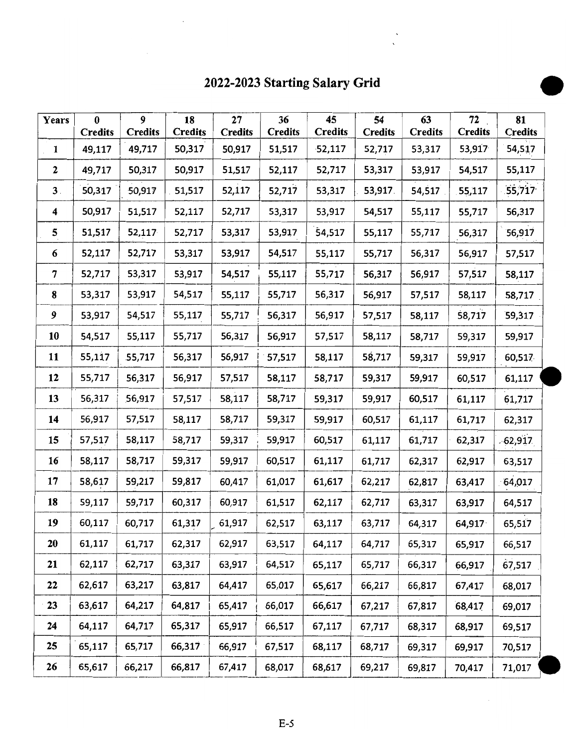# 2022-2023 Starting Salary Grid

| Years | 0 Credits | 9 Credits | 18 Credits | 27 Credits | 36 Credits | 45 Credits | 54 Credits | 63 Credits | 72 Credits | 81 Credits |
|---|---|---|---|---|---|---|---|---|---|---|
| 1 | 49,117 | 49,717 | 50,317 | 50,917 | 51,517 | 52,117 | 52,717 | 53,317 | 53,917 | 54,517 |
| 2 | 49,717 | 50,317 | 50,917 | 51,517 | 52,117 | 52,717 | 53,317 | 53,917 | 54,517 | 55,117 |
| 3 | 50,317 | 50,917 | 51,517 | 52,117 | 52,717 | 53,317 | 53,917 | 54,517 | 55,117 | 55,717 |
| 4 | 50,917 | 51,517 | 52,117 | 52,717 | 53,317 | 53,917 | 54,517 | 55,117 | 55,717 | 56,317 |
| 5 | 51,517 | 52,117 | 52,717 | 53,317 | 53,917 | 54,517 | 55,117 | 55,717 | 56,317 | 56,917 |
| 6 | 52,117 | 52,717 | 53,317 | 53,917 | 54,517 | 55,117 | 55,717 | 56,317 | 56,917 | 57,517 |
| 7 | 52,717 | 53,317 | 53,917 | 54,517 | 55,117 | 55,717 | 56,317 | 56,917 | 57,517 | 58,117 |
| 8 | 53,317 | 53,917 | 54,517 | 55,117 | 55,717 | 56,317 | 56,917 | 57,517 | 58,117 | 58,717 |
| 9 | 53,917 | 54,517 | 55,117 | 55,717 | 56,317 | 56,917 | 57,517 | 58,117 | 58,717 | 59,317 |
| 10 | 54,517 | 55,117 | 55,717 | 56,317 | 56,917 | 57,517 | 58,117 | 58,717 | 59,317 | 59,917 |
| 11 | 55,117 | 55,717 | 56,317 | 56,917 | 57,517 | 58,117 | 58,717 | 59,317 | 59,917 | 60,517 |
| 12 | 55,717 | 56,317 | 56,917 | 57,517 | 58,117 | 58,717 | 59,317 | 59,917 | 60,517 | 61,117 |
| 13 | 56,317 | 56,917 | 57,517 | 58,117 | 58,717 | 59,317 | 59,917 | 60,517 | 61,117 | 61,717 |
| 14 | 56,917 | 57,517 | 58,117 | 58,717 | 59,317 | 59,917 | 60,517 | 61,117 | 61,717 | 62,317 |
| 15 | 57,517 | 58,117 | 58,717 | 59,317 | 59,917 | 60,517 | 61,117 | 61,717 | 62,317 | 62,917 |
| 16 | 58,117 | 58,717 | 59,317 | 59,917 | 60,517 | 61,117 | 61,717 | 62,317 | 62,917 | 63,517 |
| 17 | 58,617 | 59,217 | 59,817 | 60,417 | 61,017 | 61,617 | 62,217 | 62,817 | 63,417 | 64,017 |
| 18 | 59,117 | 59,717 | 60,317 | 60,917 | 61,517 | 62,117 | 62,717 | 63,317 | 63,917 | 64,517 |
| 19 | 60,117 | 60,717 | 61,317 | 61,917 | 62,517 | 63,117 | 63,717 | 64,317 | 64,917 | 65,517 |
| 20 | 61,117 | 61,717 | 62,317 | 62,917 | 63,517 | 64,117 | 64,717 | 65,317 | 65,917 | 66,517 |
| 21 | 62,117 | 62,717 | 63,317 | 63,917 | 64,517 | 65,117 | 65,717 | 66,317 | 66,917 | 67,517 |
| 22 | 62,617 | 63,217 | 63,817 | 64,417 | 65,017 | 65,617 | 66,217 | 66,817 | 67,417 | 68,017 |
| 23 | 63,617 | 64,217 | 64,817 | 65,417 | 66,017 | 66,617 | 67,217 | 67,817 | 68,417 | 69,017 |
| 24 | 64,117 | 64,717 | 65,317 | 65,917 | 66,517 | 67,117 | 67,717 | 68,317 | 68,917 | 69,517 |
| 25 | 65,117 | 65,717 | 66,317 | 66,917 | 67,517 | 68,117 | 68,717 | 69,317 | 69,917 | 70,517 |
| 26 | 65,617 | 66,217 | 66,817 | 67,417 | 68,017 | 68,617 | 69,217 | 69,817 | 70,417 | 71,017 |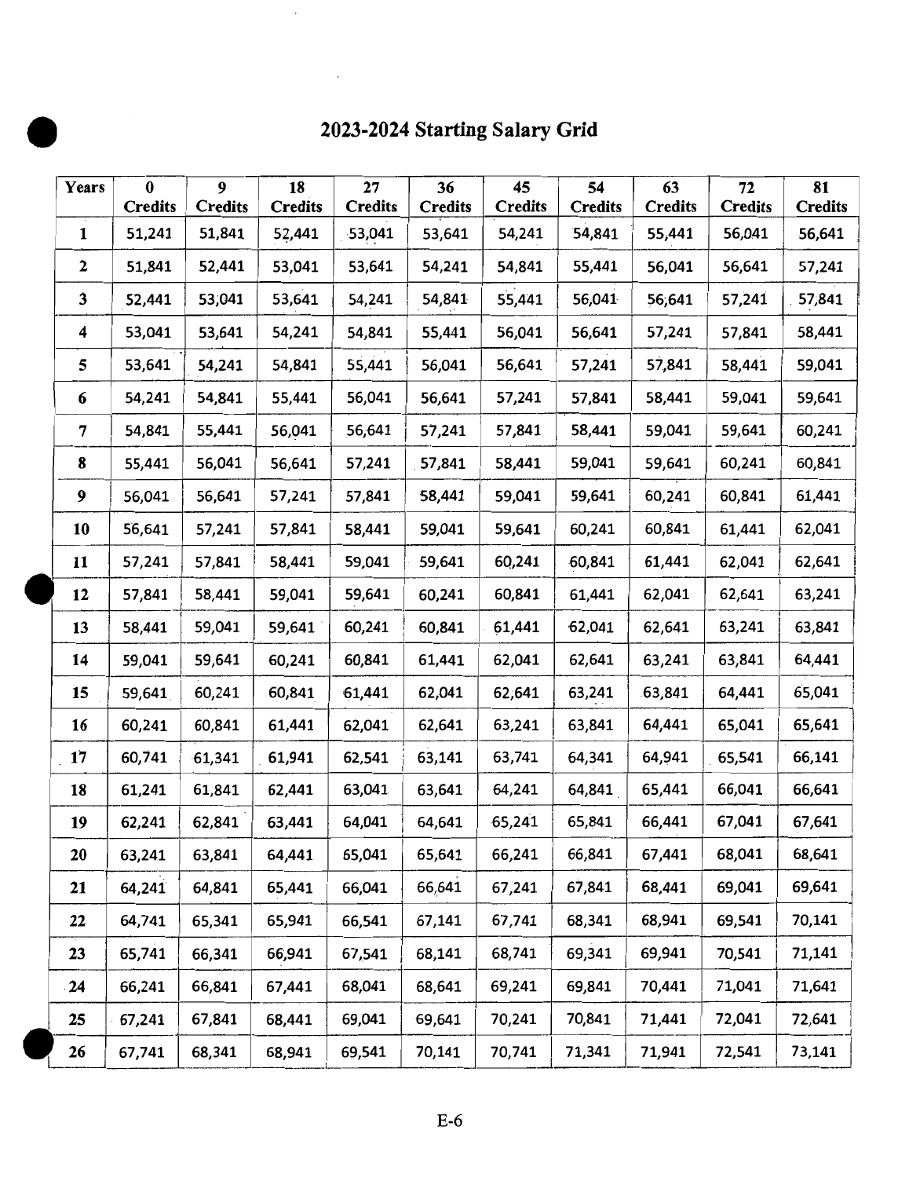# 2023-2024 Starting Salary Grid

| Years | 0 Credits | 9 Credits | 18 Credits | 27 Credits | 36 Credits | 45 Credits | 54 Credits | 63 Credits | 72 Credits | 81 Credits |
|---|---|---|---|---|---|---|---|---|---|---|
| 1 | 51,241 | 51,841 | 52,441 | 53,041 | 53,641 | 54,241 | 54,841 | 55,441 | 56,041 | 56,641 |
| 2 | 51,841 | 52,441 | 53,041 | 53,641 | 54,241 | 54,841 | 55,441 | 56,041 | 56,641 | 57,241 |
| 3 | 52,441 | 53,041 | 53,641 | 54,241 | 54,841 | 55,441 | 56,041 | 56,641 | 57,241 | 57,841 |
| 4 | 53,041 | 53,641 | 54,241 | 54,841 | 55,441 | 56,041 | 56,641 | 57,241 | 57,841 | 58,441 |
| 5 | 53,641 | 54,241 | 54,841 | 55,441 | 56,041 | 56,641 | 57,241 | 57,841 | 58,441 | 59,041 |
| 6 | 54,241 | 54,841 | 55,441 | 56,041 | 56,641 | 57,241 | 57,841 | 58,441 | 59,041 | 59,641 |
| 7 | 54,841 | 55,441 | 56,041 | 56,641 | 57,241 | 57,841 | 58,441 | 59,041 | 59,641 | 60,241 |
| 8 | 55,441 | 56,041 | 56,641 | 57,241 | 57,841 | 58,441 | 59,041 | 59,641 | 60,241 | 60,841 |
| 9 | 56,041 | 56,641 | 57,241 | 57,841 | 58,441 | 59,041 | 59,641 | 60,241 | 60,841 | 61,441 |
| 10 | 56,641 | 57,241 | 57,841 | 58,441 | 59,041 | 59,641 | 60,241 | 60,841 | 61,441 | 62,041 |
| 11 | 57,241 | 57,841 | 58,441 | 59,041 | 59,641 | 60,241 | 60,841 | 61,441 | 62,041 | 62,641 |
| 12 | 57,841 | 58,441 | 59,041 | 59,641 | 60,241 | 60,841 | 61,441 | 62,041 | 62,641 | 63,241 |
| 13 | 58,441 | 59,041 | 59,641 | 60,241 | 60,841 | 61,441 | 62,041 | 62,641 | 63,241 | 63,841 |
| 14 | 59,041 | 59,641 | 60,241 | 60,841 | 61,441 | 62,041 | 62,641 | 63,241 | 63,841 | 64,441 |
| 15 | 59,641 | 60,241 | 60,841 | 61,441 | 62,041 | 62,641 | 63,241 | 63,841 | 64,441 | 65,041 |
| 16 | 60,241 | 60,841 | 61,441 | 62,041 | 62,641 | 63,241 | 63,841 | 64,441 | 65,041 | 65,641 |
| 17 | 60,741 | 61,341 | 61,941 | 62,541 | 63,141 | 63,741 | 64,341 | 64,941 | 65,541 | 66,141 |
| 18 | 61,241 | 61,841 | 62,441 | 63,041 | 63,641 | 64,241 | 64,841 | 65,441 | 66,041 | 66,641 |
| 19 | 62,241 | 62,841 | 63,441 | 64,041 | 64,641 | 65,241 | 65,841 | 66,441 | 67,041 | 67,641 |
| 20 | 63,241 | 63,841 | 64,441 | 65,041 | 65,641 | 66,241 | 66,841 | 67,441 | 68,041 | 68,641 |
| 21 | 64,241 | 64,841 | 65,441 | 66,041 | 66,641 | 67,241 | 67,841 | 68,441 | 69,041 | 69,641 |
| 22 | 64,741 | 65,341 | 65,941 | 66,541 | 67,141 | 67,741 | 68,341 | 68,941 | 69,541 | 70,141 |
| 23 | 65,741 | 66,341 | 66,941 | 67,541 | 68,141 | 68,741 | 69,341 | 69,941 | 70,541 | 71,141 |
| 24 | 66,241 | 66,841 | 67,441 | 68,041 | 68,641 | 69,241 | 69,841 | 70,441 | 71,041 | 71,641 |
| 25 | 67,241 | 67,841 | 68,441 | 69,041 | 69,641 | 70,241 | 70,841 | 71,441 | 72,041 | 72,641 |
| 26 | 67,741 | 68,341 | 68,941 | 69,541 | 70,141 | 70,741 | 71,341 | 71,941 | 72,541 | 73,141 |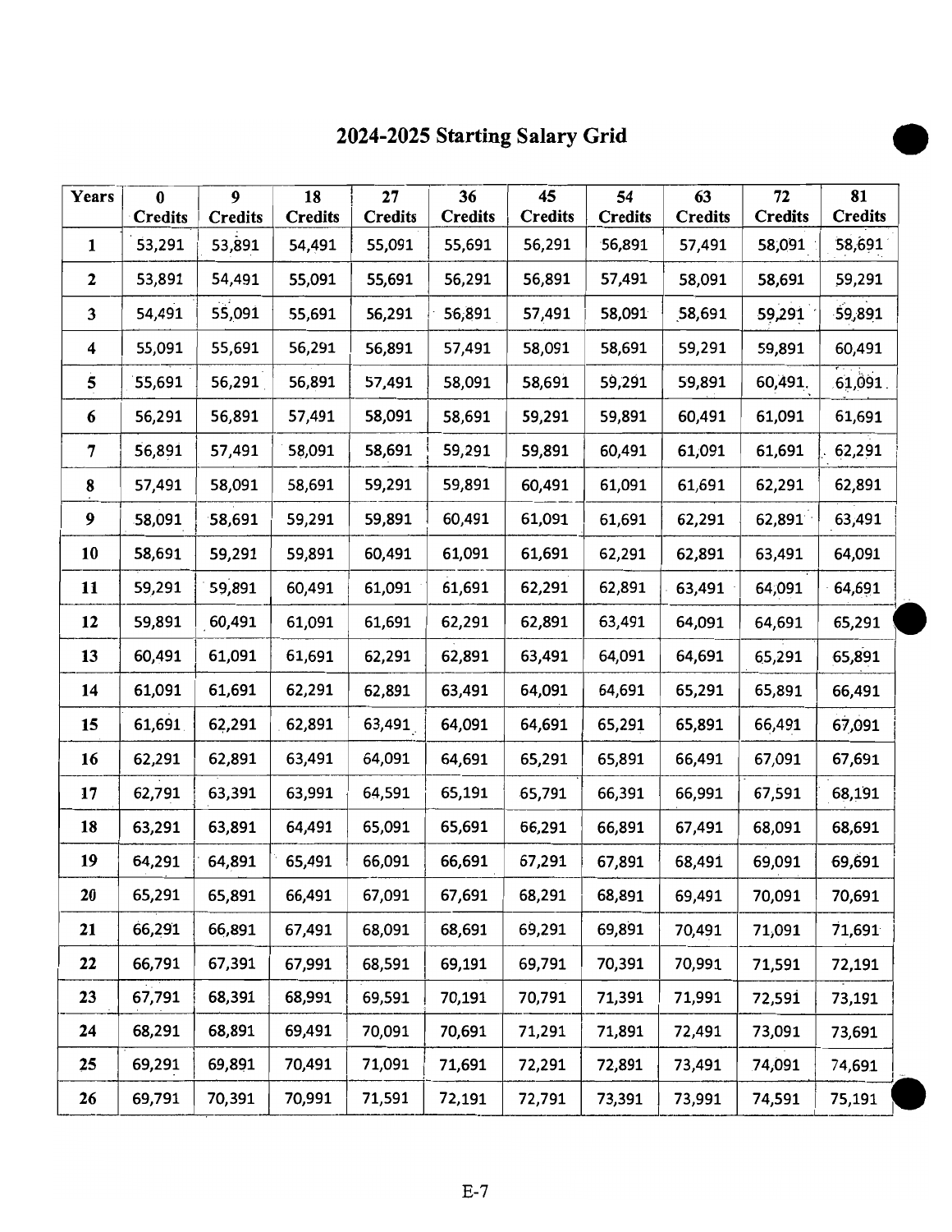# 2024-2025 Starting Salary Grid

| Years | 0 Credits | 9 Credits | 18 Credits | 27 Credits | 36 Credits | 45 Credits | 54 Credits | 63 Credits | 72 Credits | 81 Credits |
|---|---|---|---|---|---|---|---|---|---|---|
| 1 | 53,291 | 53,891 | 54,491 | 55,091 | 55,691 | 56,291 | 56,891 | 57,491 | 58,091 | 58,691 |
| 2 | 53,891 | 54,491 | 55,091 | 55,691 | 56,291 | 56,891 | 57,491 | 58,091 | 58,691 | 59,291 |
| 3 | 54,491 | 55,091 | 55,691 | 56,291 | 56,891 | 57,491 | 58,091 | 58,691 | 59,291 | 59,891 |
| 4 | 55,091 | 55,691 | 56,291 | 56,891 | 57,491 | 58,091 | 58,691 | 59,291 | 59,891 | 60,491 |
| 5 | 55,691 | 56,291 | 56,891 | 57,491 | 58,091 | 58,691 | 59,291 | 59,891 | 60,491 | 61,091 |
| 6 | 56,291 | 56,891 | 57,491 | 58,091 | 58,691 | 59,291 | 59,891 | 60,491 | 61,091 | 61,691 |
| 7 | 56,891 | 57,491 | 58,091 | 58,691 | 59,291 | 59,891 | 60,491 | 61,091 | 61,691 | 62,291 |
| 8 | 57,491 | 58,091 | 58,691 | 59,291 | 59,891 | 60,491 | 61,091 | 61,691 | 62,291 | 62,891 |
| 9 | 58,091 | 58,691 | 59,291 | 59,891 | 60,491 | 61,091 | 61,691 | 62,291 | 62,891 | 63,491 |
| 10 | 58,691 | 59,291 | 59,891 | 60,491 | 61,091 | 61,691 | 62,291 | 62,891 | 63,491 | 64,091 |
| 11 | 59,291 | 59,891 | 60,491 | 61,091 | 61,691 | 62,291 | 62,891 | 63,491 | 64,091 | 64,691 |
| 12 | 59,891 | 60,491 | 61,091 | 61,691 | 62,291 | 62,891 | 63,491 | 64,091 | 64,691 | 65,291 |
| 13 | 60,491 | 61,091 | 61,691 | 62,291 | 62,891 | 63,491 | 64,091 | 64,691 | 65,291 | 65,891 |
| 14 | 61,091 | 61,691 | 62,291 | 62,891 | 63,491 | 64,091 | 64,691 | 65,291 | 65,891 | 66,491 |
| 15 | 61,691 | 62,291 | 62,891 | 63,491 | 64,091 | 64,691 | 65,291 | 65,891 | 66,491 | 67,091 |
| 16 | 62,291 | 62,891 | 63,491 | 64,091 | 64,691 | 65,291 | 65,891 | 66,491 | 67,091 | 67,691 |
| 17 | 62,791 | 63,391 | 63,991 | 64,591 | 65,191 | 65,791 | 66,391 | 66,991 | 67,591 | 68,191 |
| 18 | 63,291 | 63,891 | 64,491 | 65,091 | 65,691 | 66,291 | 66,891 | 67,491 | 68,091 | 68,691 |
| 19 | 64,291 | 64,891 | 65,491 | 66,091 | 66,691 | 67,291 | 67,891 | 68,491 | 69,091 | 69,691 |
| 20 | 65,291 | 65,891 | 66,491 | 67,091 | 67,691 | 68,291 | 68,891 | 69,491 | 70,091 | 70,691 |
| 21 | 66,291 | 66,891 | 67,491 | 68,091 | 68,691 | 69,291 | 69,891 | 70,491 | 71,091 | 71,691 |
| 22 | 66,791 | 67,391 | 67,991 | 68,591 | 69,191 | 69,791 | 70,391 | 70,991 | 71,591 | 72,191 |
| 23 | 67,791 | 68,391 | 68,991 | 69,591 | 70,191 | 70,791 | 71,391 | 71,991 | 72,591 | 73,191 |
| 24 | 68,291 | 68,891 | 69,491 | 70,091 | 70,691 | 71,291 | 71,891 | 72,491 | 73,091 | 73,691 |
| 25 | 69,291 | 69,891 | 70,491 | 71,091 | 71,691 | 72,291 | 72,891 | 73,491 | 74,091 | 74,691 |
| 26 | 69,791 | 70,391 | 70,991 | 71,591 | 72,191 | 72,791 | 73,391 | 73,991 | 74,591 | 75,191 |

E-7